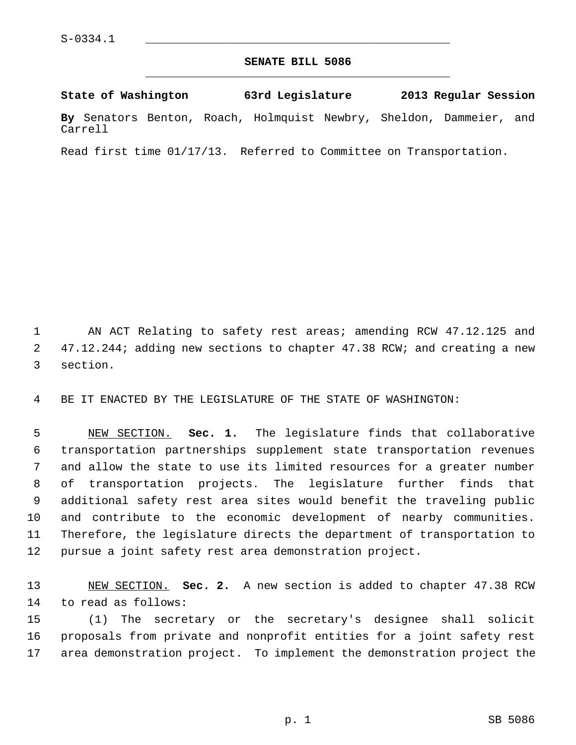S-0334.1

# SENATE BILL 5086

**State of Washington 63rd Legislature 2013 Regular Session**

**By** Senators Benton, Roach, Holmquist Newbry, Sheldon, Dammeier, and Carrell

Read first time 01/17/13. Referred to Committee on Transportation.

AN ACT Relating to safety rest areas; amending RCW 47.12.125 and 47.12.244; adding new sections to chapter 47.38 RCW; and creating a new section.

BE IT ENACTED BY THE LEGISLATURE OF THE STATE OF WASHINGTON:

NEW SECTION. **Sec. 1.** The legislature finds that collaborative transportation partnerships supplement state transportation revenues and allow the state to use its limited resources for a greater number of transportation projects. The legislature further finds that additional safety rest area sites would benefit the traveling public and contribute to the economic development of nearby communities. Therefore, the legislature directs the department of transportation to pursue a joint safety rest area demonstration project.

NEW SECTION. **Sec. 2.** A new section is added to chapter 47.38 RCW to read as follows:

(1) The secretary or the secretary's designee shall solicit proposals from private and nonprofit entities for a joint safety rest area demonstration project. To implement the demonstration project the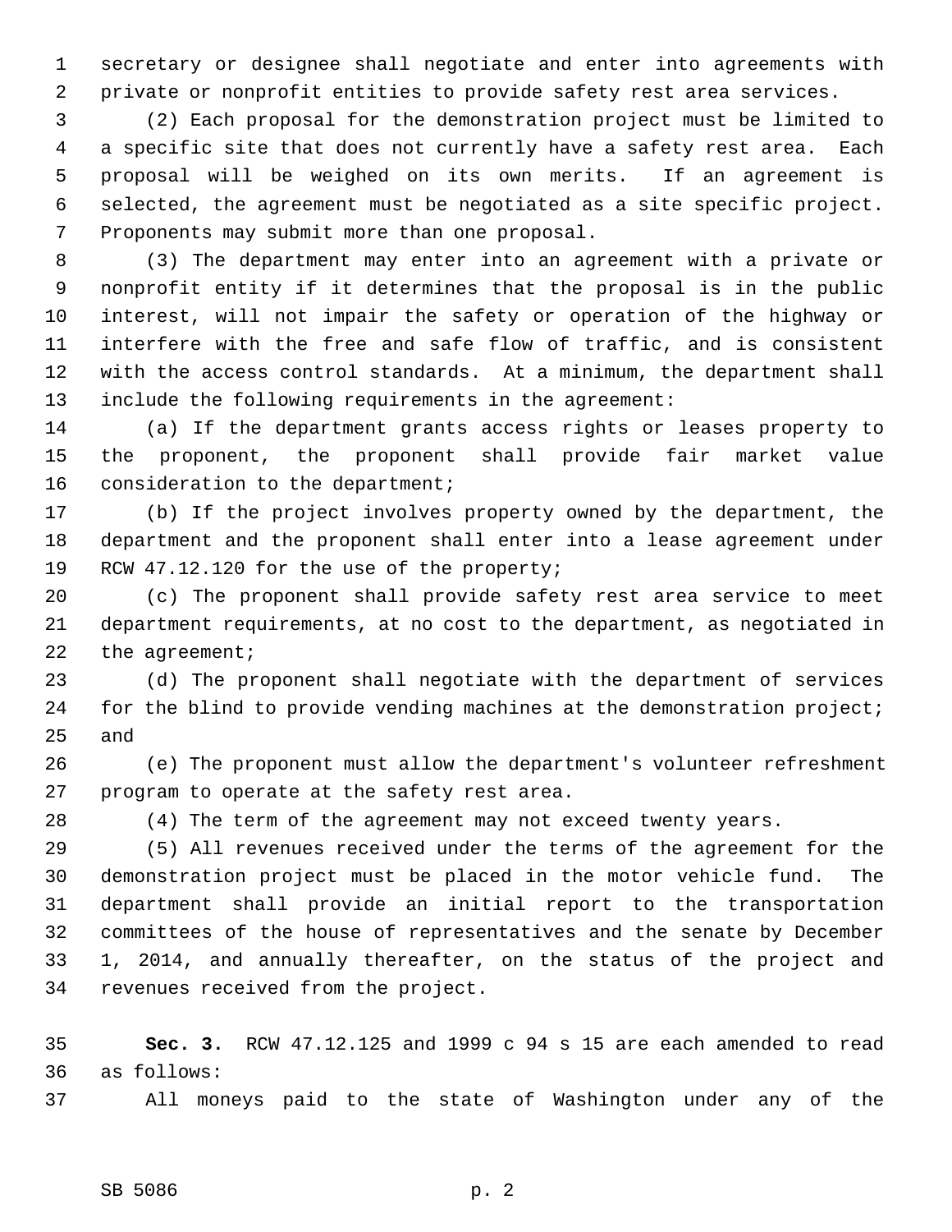secretary or designee shall negotiate and enter into agreements with private or nonprofit entities to provide safety rest area services.

(2) Each proposal for the demonstration project must be limited to a specific site that does not currently have a safety rest area. Each proposal will be weighed on its own merits. If an agreement is selected, the agreement must be negotiated as a site specific project. Proponents may submit more than one proposal.

(3) The department may enter into an agreement with a private or nonprofit entity if it determines that the proposal is in the public interest, will not impair the safety or operation of the highway or interfere with the free and safe flow of traffic, and is consistent with the access control standards. At a minimum, the department shall include the following requirements in the agreement:

(a) If the department grants access rights or leases property to the proponent, the proponent shall provide fair market value consideration to the department;

(b) If the project involves property owned by the department, the department and the proponent shall enter into a lease agreement under RCW 47.12.120 for the use of the property;

(c) The proponent shall provide safety rest area service to meet department requirements, at no cost to the department, as negotiated in the agreement;

(d) The proponent shall negotiate with the department of services for the blind to provide vending machines at the demonstration project; and

(e) The proponent must allow the department's volunteer refreshment program to operate at the safety rest area.

(4) The term of the agreement may not exceed twenty years.

(5) All revenues received under the terms of the agreement for the demonstration project must be placed in the motor vehicle fund. The department shall provide an initial report to the transportation committees of the house of representatives and the senate by December 1, 2014, and annually thereafter, on the status of the project and revenues received from the project.

**Sec. 3.** RCW 47.12.125 and 1999 c 94 s 15 are each amended to read as follows:

All moneys paid to the state of Washington under any of the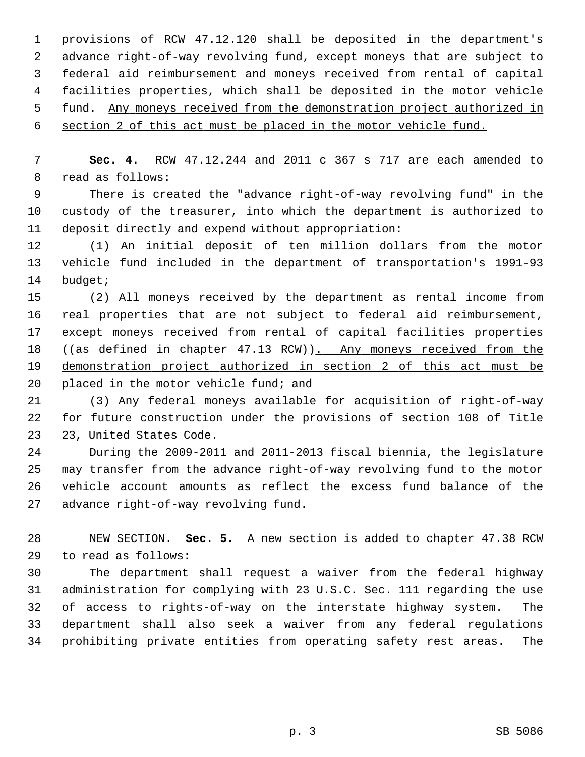provisions of RCW 47.12.120 shall be deposited in the department's advance right-of-way revolving fund, except moneys that are subject to federal aid reimbursement and moneys received from rental of capital facilities properties, which shall be deposited in the motor vehicle fund. <u>Any moneys received from the demonstration project authorized in section 2 of this act must be placed in the motor vehicle fund.</u>

**Sec. 4.** RCW 47.12.244 and 2011 c 367 s 717 are each amended to read as follows:

There is created the "advance right-of-way revolving fund" in the custody of the treasurer, into which the department is authorized to deposit directly and expend without appropriation:

(1) An initial deposit of ten million dollars from the motor vehicle fund included in the department of transportation's 1991-93 budget;

(2) All moneys received by the department as rental income from real properties that are not subject to federal aid reimbursement, except moneys received from rental of capital facilities properties ((~~as defined in chapter 47.13 RCW~~))<u>. Any moneys received from the demonstration project authorized in section 2 of this act must be placed in the motor vehicle fund</u>; and

(3) Any federal moneys available for acquisition of right-of-way for future construction under the provisions of section 108 of Title 23, United States Code.

During the 2009-2011 and 2011-2013 fiscal biennia, the legislature may transfer from the advance right-of-way revolving fund to the motor vehicle account amounts as reflect the excess fund balance of the advance right-of-way revolving fund.

<u>NEW SECTION.</u> **Sec. 5.** A new section is added to chapter 47.38 RCW to read as follows:

The department shall request a waiver from the federal highway administration for complying with 23 U.S.C. Sec. 111 regarding the use of access to rights-of-way on the interstate highway system. The department shall also seek a waiver from any federal regulations prohibiting private entities from operating safety rest areas. The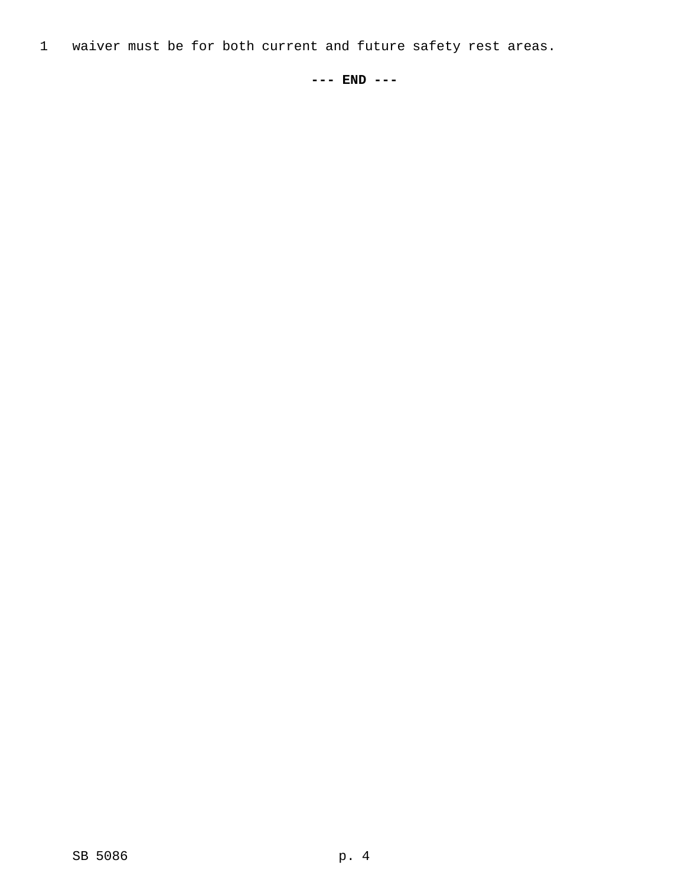waiver must be for both current and future safety rest areas.

**--- END ---**